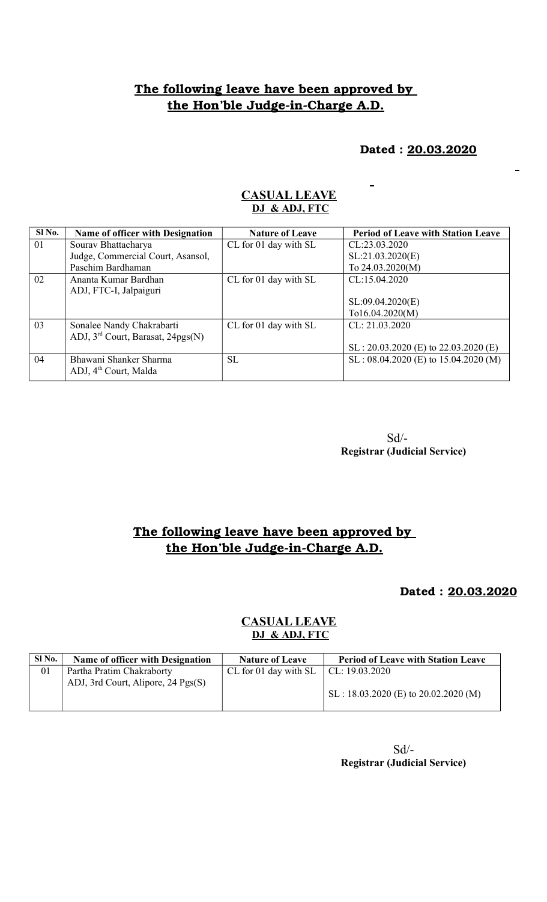## The following leave have been approved by the Hon'ble Judge-in-Charge A.D.

**Dated : 20.03.2020**

### CASUAL LEAVE
**DJ & ADJ, FTC**

| Sl No. | Name of officer with Designation | Nature of Leave | Period of Leave with Station Leave |
|---|---|---|---|
| 01 | Sourav Bhattacharya<br>Judge, Commercial Court, Asansol, Paschim Bardhaman | CL for 01 day with SL | CL:23.03.2020<br>SL:21.03.2020(E)<br>To 24.03.2020(M) |
| 02 | Ananta Kumar Bardhan<br>ADJ, FTC-I, Jalpaiguri | CL for 01 day with SL | CL:15.04.2020<br>SL:09.04.2020(E)<br>To16.04.2020(M) |
| 03 | Sonalee Nandy Chakrabarti<br>ADJ, 3rd Court, Barasat, 24pgs(N) | CL for 01 day with SL | CL: 21.03.2020<br>SL : 20.03.2020 (E) to 22.03.2020 (E) |
| 04 | Bhawani Shanker Sharma<br>ADJ, 4th Court, Malda | SL | SL : 08.04.2020 (E) to 15.04.2020 (M) |

Sd/-
**Registrar (Judicial Service)**

## The following leave have been approved by the Hon'ble Judge-in-Charge A.D.

**Dated : 20.03.2020**

### CASUAL LEAVE
**DJ & ADJ, FTC**

| Sl No. | Name of officer with Designation | Nature of Leave | Period of Leave with Station Leave |
|---|---|---|---|
| 01 | Partha Pratim Chakraborty<br>ADJ, 3rd Court, Alipore, 24 Pgs(S) | CL for 01 day with SL | CL: 19.03.2020<br>SL : 18.03.2020 (E) to 20.02.2020 (M) |

Sd/-
**Registrar (Judicial Service)**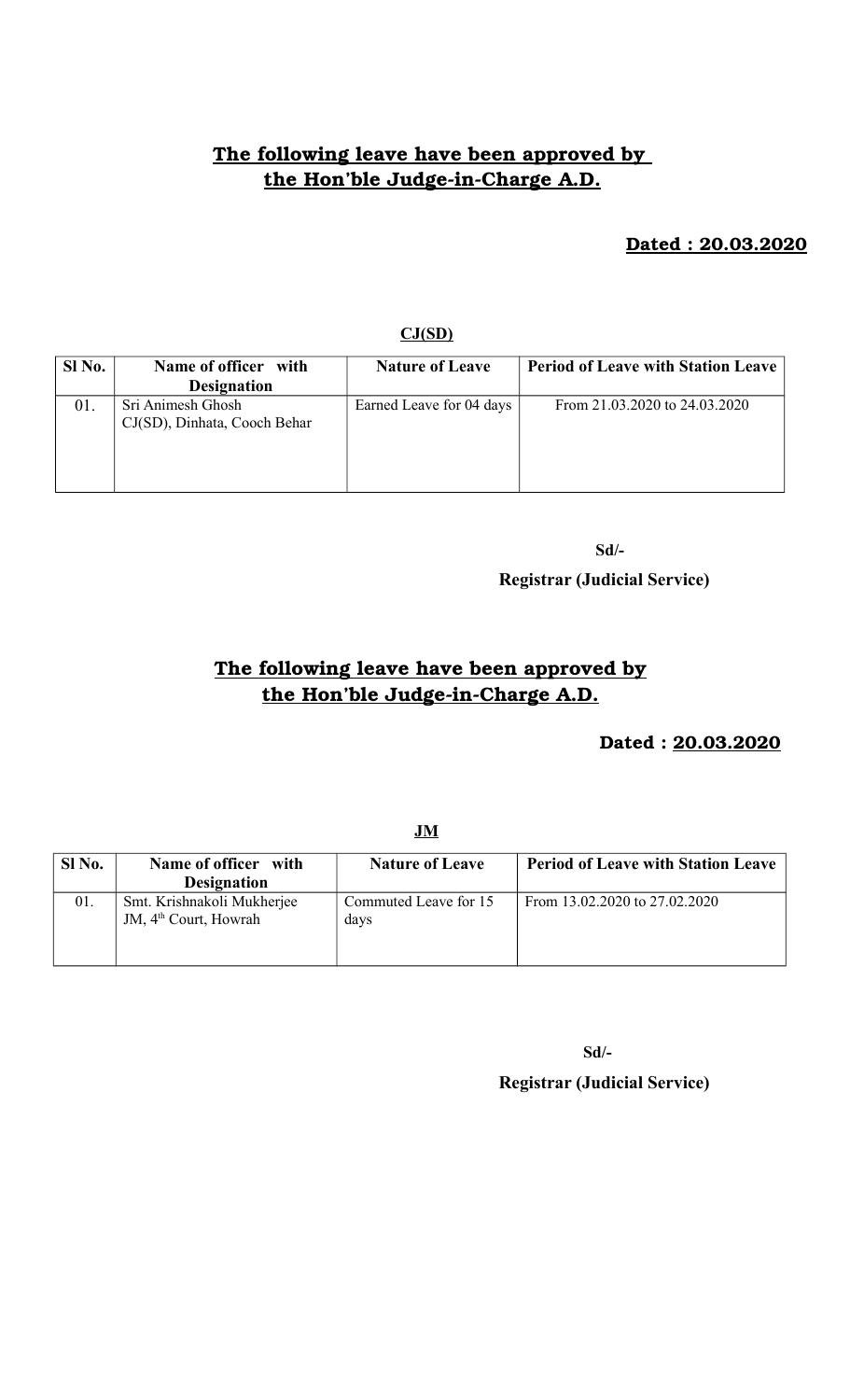## The following leave have been approved by the Hon'ble Judge-in-Charge A.D.

**Dated : 20.03.2020**

**CJ(SD)**

| Sl No. | Name of officer with Designation | Nature of Leave | Period of Leave with Station Leave |
|---|---|---|---|
| 01. | Sri Animesh Ghosh<br>CJ(SD), Dinhata, Cooch Behar | Earned Leave for 04 days | From 21.03.2020 to 24.03.2020 |

**Sd/-**

**Registrar (Judicial Service)**

## The following leave have been approved by the Hon'ble Judge-in-Charge A.D.

**Dated : 20.03.2020**

**JM**

| Sl No. | Name of officer with Designation | Nature of Leave | Period of Leave with Station Leave |
|---|---|---|---|
| 01. | Smt. Krishnakoli Mukherjee<br>JM, 4th Court, Howrah | Commuted Leave for 15 days | From 13.02.2020 to 27.02.2020 |

**Sd/-**

**Registrar (Judicial Service)**